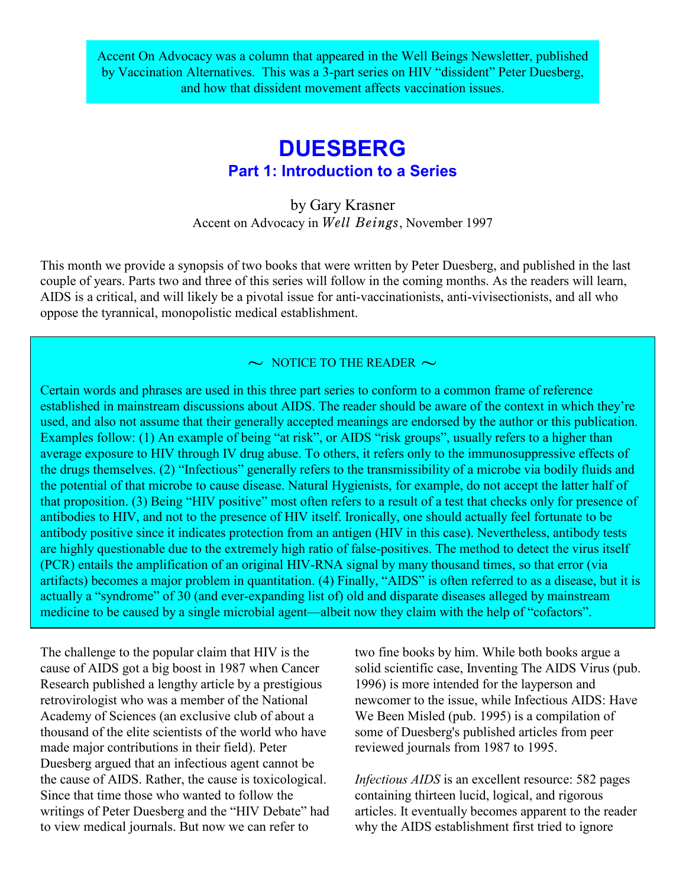Accent On Advocacy was a column that appeared in the Well Beings Newsletter, published by Vaccination Alternatives. This was a 3-part series on HIV "dissident" Peter Duesberg, and how that dissident movement affects vaccination issues.

# DUESBERG

## Part 1: Introduction to a Series

by Gary Krasner

Accent on Advocacy in *Well Beings*, November 1997

This month we provide a synopsis of two books that were written by Peter Duesberg, and published in the last couple of years. Parts two and three of this series will follow in the coming months. As the readers will learn, AIDS is a critical, and will likely be a pivotal issue for anti-vaccinationists, anti-vivisectionists, and all who oppose the tyrannical, monopolistic medical establishment.

~ NOTICE TO THE READER ~

Certain words and phrases are used in this three part series to conform to a common frame of reference established in mainstream discussions about AIDS. The reader should be aware of the context in which they're used, and also not assume that their generally accepted meanings are endorsed by the author or this publication. Examples follow: (1) An example of being "at risk", or AIDS "risk groups", usually refers to a higher than average exposure to HIV through IV drug abuse. To others, it refers only to the immunosuppressive effects of the drugs themselves. (2) "Infectious" generally refers to the transmissibility of a microbe via bodily fluids and the potential of that microbe to cause disease. Natural Hygienists, for example, do not accept the latter half of that proposition. (3) Being "HIV positive" most often refers to a result of a test that checks only for presence of antibodies to HIV, and not to the presence of HIV itself. Ironically, one should actually feel fortunate to be antibody positive since it indicates protection from an antigen (HIV in this case). Nevertheless, antibody tests are highly questionable due to the extremely high ratio of false-positives. The method to detect the virus itself (PCR) entails the amplification of an original HIV-RNA signal by many thousand times, so that error (via artifacts) becomes a major problem in quantitation. (4) Finally, "AIDS" is often referred to as a disease, but it is actually a "syndrome" of 30 (and ever-expanding list of) old and disparate diseases alleged by mainstream medicine to be caused by a single microbial agent—albeit now they claim with the help of "cofactors".

The challenge to the popular claim that HIV is the cause of AIDS got a big boost in 1987 when Cancer Research published a lengthy article by a prestigious retrovirologist who was a member of the National Academy of Sciences (an exclusive club of about a thousand of the elite scientists of the world who have made major contributions in their field). Peter Duesberg argued that an infectious agent cannot be the cause of AIDS. Rather, the cause is toxicological. Since that time those who wanted to follow the writings of Peter Duesberg and the "HIV Debate" had to view medical journals. But now we can refer to two fine books by him. While both books argue a solid scientific case, Inventing The AIDS Virus (pub. 1996) is more intended for the layperson and newcomer to the issue, while Infectious AIDS: Have We Been Misled (pub. 1995) is a compilation of some of Duesberg's published articles from peer reviewed journals from 1987 to 1995.

*Infectious AIDS* is an excellent resource: 582 pages containing thirteen lucid, logical, and rigorous articles. It eventually becomes apparent to the reader why the AIDS establishment first tried to ignore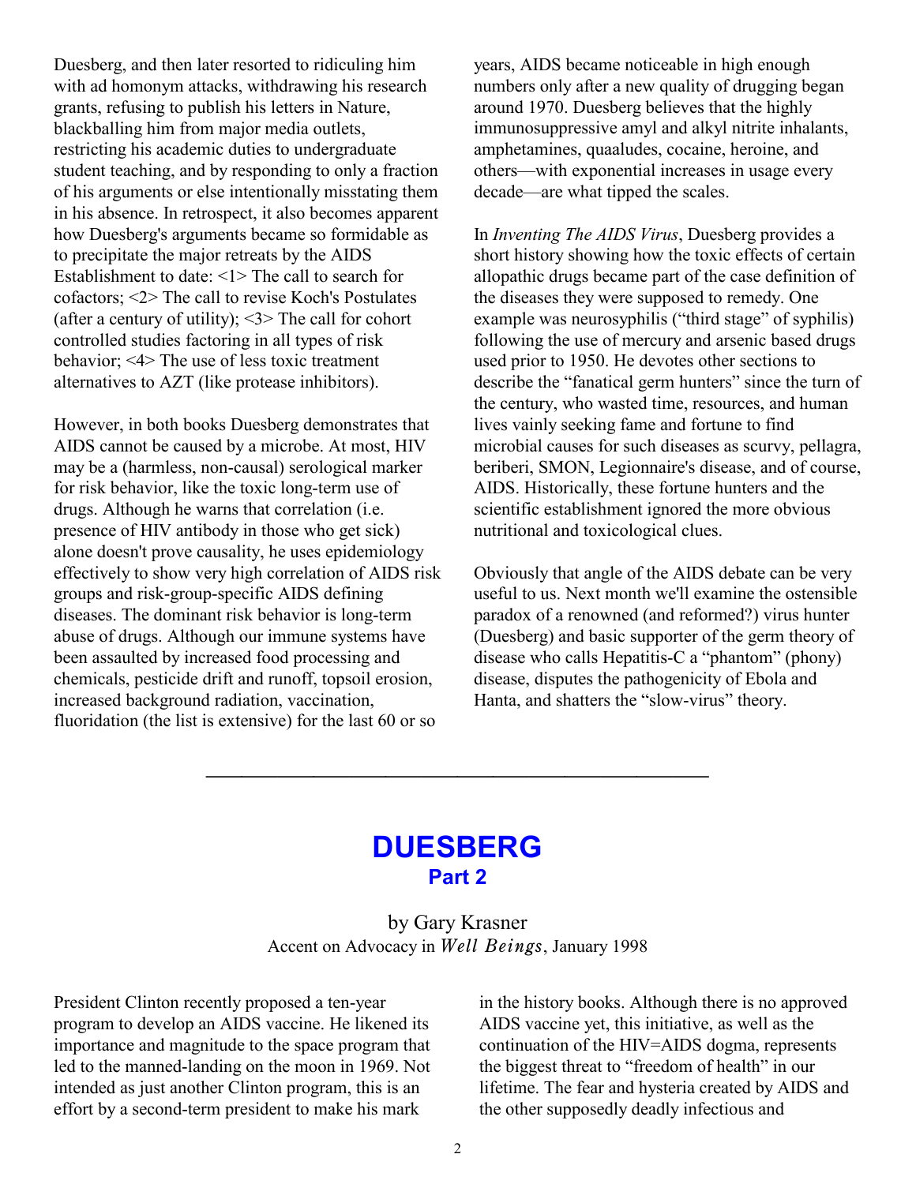Duesberg, and then later resorted to ridiculing him with ad homonym attacks, withdrawing his research grants, refusing to publish his letters in Nature, blackballing him from major media outlets, restricting his academic duties to undergraduate student teaching, and by responding to only a fraction of his arguments or else intentionally misstating them in his absence. In retrospect, it also becomes apparent how Duesberg's arguments became so formidable as to precipitate the major retreats by the AIDS Establishment to date: <1> The call to search for cofactors; <2> The call to revise Koch's Postulates (after a century of utility); <3> The call for cohort controlled studies factoring in all types of risk behavior; <4> The use of less toxic treatment alternatives to AZT (like protease inhibitors).

However, in both books Duesberg demonstrates that AIDS cannot be caused by a microbe. At most, HIV may be a (harmless, non-causal) serological marker for risk behavior, like the toxic long-term use of drugs. Although he warns that correlation (i.e. presence of HIV antibody in those who get sick) alone doesn't prove causality, he uses epidemiology effectively to show very high correlation of AIDS risk groups and risk-group-specific AIDS defining diseases. The dominant risk behavior is long-term abuse of drugs. Although our immune systems have been assaulted by increased food processing and chemicals, pesticide drift and runoff, topsoil erosion, increased background radiation, vaccination, fluoridation (the list is extensive) for the last 60 or so years, AIDS became noticeable in high enough numbers only after a new quality of drugging began around 1970. Duesberg believes that the highly immunosuppressive amyl and alkyl nitrite inhalants, amphetamines, quaaludes, cocaine, heroine, and others—with exponential increases in usage every decade—are what tipped the scales.

In *Inventing The AIDS Virus*, Duesberg provides a short history showing how the toxic effects of certain allopathic drugs became part of the case definition of the diseases they were supposed to remedy. One example was neurosyphilis ("third stage" of syphilis) following the use of mercury and arsenic based drugs used prior to 1950. He devotes other sections to describe the "fanatical germ hunters" since the turn of the century, who wasted time, resources, and human lives vainly seeking fame and fortune to find microbial causes for such diseases as scurvy, pellagra, beriberi, SMON, Legionnaire's disease, and of course, AIDS. Historically, these fortune hunters and the scientific establishment ignored the more obvious nutritional and toxicological clues.

Obviously that angle of the AIDS debate can be very useful to us. Next month we'll examine the ostensible paradox of a renowned (and reformed?) virus hunter (Duesberg) and basic supporter of the germ theory of disease who calls Hepatitis-C a "phantom" (phony) disease, disputes the pathogenicity of Ebola and Hanta, and shatters the "slow-virus" theory.

---

# DUESBERG
## Part 2

by Gary Krasner
Accent on Advocacy in *Well Beings*, January 1998

President Clinton recently proposed a ten-year program to develop an AIDS vaccine. He likened its importance and magnitude to the space program that led to the manned-landing on the moon in 1969. Not intended as just another Clinton program, this is an effort by a second-term president to make his mark in the history books. Although there is no approved AIDS vaccine yet, this initiative, as well as the continuation of the HIV=AIDS dogma, represents the biggest threat to "freedom of health" in our lifetime. The fear and hysteria created by AIDS and the other supposedly deadly infectious and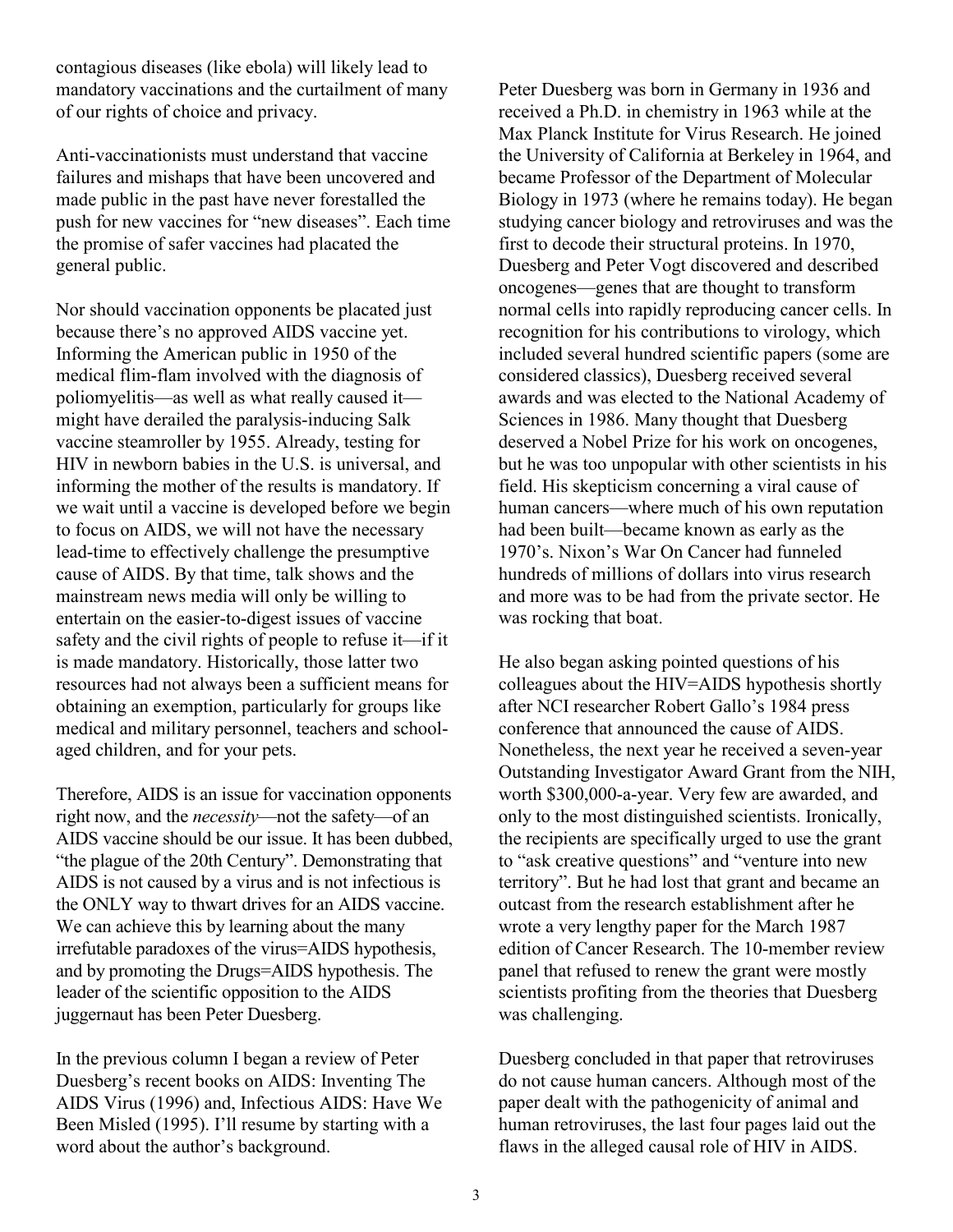contagious diseases (like ebola) will likely lead to mandatory vaccinations and the curtailment of many of our rights of choice and privacy.

Anti-vaccinationists must understand that vaccine failures and mishaps that have been uncovered and made public in the past have never forestalled the push for new vaccines for "new diseases". Each time the promise of safer vaccines had placated the general public.

Nor should vaccination opponents be placated just because there's no approved AIDS vaccine yet. Informing the American public in 1950 of the medical flim-flam involved with the diagnosis of poliomyelitis—as well as what really caused it—might have derailed the paralysis-inducing Salk vaccine steamroller by 1955. Already, testing for HIV in newborn babies in the U.S. is universal, and informing the mother of the results is mandatory. If we wait until a vaccine is developed before we begin to focus on AIDS, we will not have the necessary lead-time to effectively challenge the presumptive cause of AIDS. By that time, talk shows and the mainstream news media will only be willing to entertain on the easier-to-digest issues of vaccine safety and the civil rights of people to refuse it—if it is made mandatory. Historically, those latter two resources had not always been a sufficient means for obtaining an exemption, particularly for groups like medical and military personnel, teachers and school-aged children, and for your pets.

Therefore, AIDS is an issue for vaccination opponents right now, and the *necessity*—not the safety—of an AIDS vaccine should be our issue. It has been dubbed, "the plague of the 20th Century". Demonstrating that AIDS is not caused by a virus and is not infectious is the ONLY way to thwart drives for an AIDS vaccine. We can achieve this by learning about the many irrefutable paradoxes of the virus=AIDS hypothesis, and by promoting the Drugs=AIDS hypothesis. The leader of the scientific opposition to the AIDS juggernaut has been Peter Duesberg.

In the previous column I began a review of Peter Duesberg's recent books on AIDS: Inventing The AIDS Virus (1996) and, Infectious AIDS: Have We Been Misled (1995). I'll resume by starting with a word about the author's background.

Peter Duesberg was born in Germany in 1936 and received a Ph.D. in chemistry in 1963 while at the Max Planck Institute for Virus Research. He joined the University of California at Berkeley in 1964, and became Professor of the Department of Molecular Biology in 1973 (where he remains today). He began studying cancer biology and retroviruses and was the first to decode their structural proteins. In 1970, Duesberg and Peter Vogt discovered and described oncogenes—genes that are thought to transform normal cells into rapidly reproducing cancer cells. In recognition for his contributions to virology, which included several hundred scientific papers (some are considered classics), Duesberg received several awards and was elected to the National Academy of Sciences in 1986. Many thought that Duesberg deserved a Nobel Prize for his work on oncogenes, but he was too unpopular with other scientists in his field. His skepticism concerning a viral cause of human cancers—where much of his own reputation had been built—became known as early as the 1970's. Nixon's War On Cancer had funneled hundreds of millions of dollars into virus research and more was to be had from the private sector. He was rocking that boat.

He also began asking pointed questions of his colleagues about the HIV=AIDS hypothesis shortly after NCI researcher Robert Gallo's 1984 press conference that announced the cause of AIDS. Nonetheless, the next year he received a seven-year Outstanding Investigator Award Grant from the NIH, worth $300,000-a-year. Very few are awarded, and only to the most distinguished scientists. Ironically, the recipients are specifically urged to use the grant to "ask creative questions" and "venture into new territory". But he had lost that grant and became an outcast from the research establishment after he wrote a very lengthy paper for the March 1987 edition of Cancer Research. The 10-member review panel that refused to renew the grant were mostly scientists profiting from the theories that Duesberg was challenging.

Duesberg concluded in that paper that retroviruses do not cause human cancers. Although most of the paper dealt with the pathogenicity of animal and human retroviruses, the last four pages laid out the flaws in the alleged causal role of HIV in AIDS.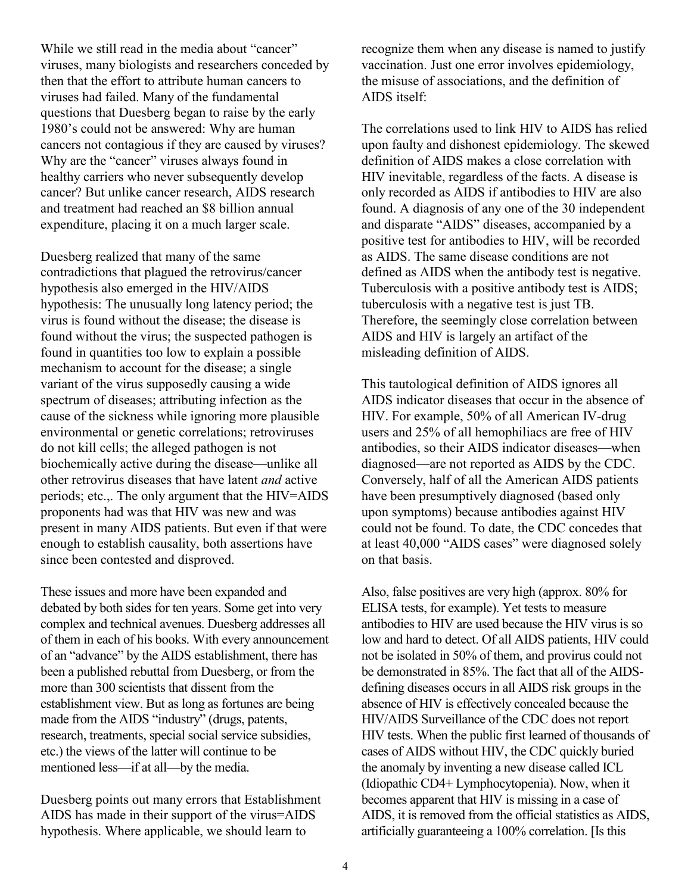While we still read in the media about "cancer" viruses, many biologists and researchers conceded by then that the effort to attribute human cancers to viruses had failed. Many of the fundamental questions that Duesberg began to raise by the early 1980's could not be answered: Why are human cancers not contagious if they are caused by viruses? Why are the "cancer" viruses always found in healthy carriers who never subsequently develop cancer? But unlike cancer research, AIDS research and treatment had reached an $8 billion annual expenditure, placing it on a much larger scale.

Duesberg realized that many of the same contradictions that plagued the retrovirus/cancer hypothesis also emerged in the HIV/AIDS hypothesis: The unusually long latency period; the virus is found without the disease; the disease is found without the virus; the suspected pathogen is found in quantities too low to explain a possible mechanism to account for the disease; a single variant of the virus supposedly causing a wide spectrum of diseases; attributing infection as the cause of the sickness while ignoring more plausible environmental or genetic correlations; retroviruses do not kill cells; the alleged pathogen is not biochemically active during the disease—unlike all other retrovirus diseases that have latent *and* active periods; etc.,. The only argument that the HIV=AIDS proponents had was that HIV was new and was present in many AIDS patients. But even if that were enough to establish causality, both assertions have since been contested and disproved.

These issues and more have been expanded and debated by both sides for ten years. Some get into very complex and technical avenues. Duesberg addresses all of them in each of his books. With every announcement of an "advance" by the AIDS establishment, there has been a published rebuttal from Duesberg, or from the more than 300 scientists that dissent from the establishment view. But as long as fortunes are being made from the AIDS "industry" (drugs, patents, research, treatments, special social service subsidies, etc.) the views of the latter will continue to be mentioned less—if at all—by the media.

Duesberg points out many errors that Establishment AIDS has made in their support of the virus=AIDS hypothesis. Where applicable, we should learn to recognize them when any disease is named to justify vaccination. Just one error involves epidemiology, the misuse of associations, and the definition of AIDS itself:

The correlations used to link HIV to AIDS has relied upon faulty and dishonest epidemiology. The skewed definition of AIDS makes a close correlation with HIV inevitable, regardless of the facts. A disease is only recorded as AIDS if antibodies to HIV are also found. A diagnosis of any one of the 30 independent and disparate "AIDS" diseases, accompanied by a positive test for antibodies to HIV, will be recorded as AIDS. The same disease conditions are not defined as AIDS when the antibody test is negative. Tuberculosis with a positive antibody test is AIDS; tuberculosis with a negative test is just TB. Therefore, the seemingly close correlation between AIDS and HIV is largely an artifact of the misleading definition of AIDS.

This tautological definition of AIDS ignores all AIDS indicator diseases that occur in the absence of HIV. For example, 50% of all American IV-drug users and 25% of all hemophiliacs are free of HIV antibodies, so their AIDS indicator diseases—when diagnosed—are not reported as AIDS by the CDC. Conversely, half of all the American AIDS patients have been presumptively diagnosed (based only upon symptoms) because antibodies against HIV could not be found. To date, the CDC concedes that at least 40,000 "AIDS cases" were diagnosed solely on that basis.

Also, false positives are very high (approx. 80% for ELISA tests, for example). Yet tests to measure antibodies to HIV are used because the HIV virus is so low and hard to detect. Of all AIDS patients, HIV could not be isolated in 50% of them, and provirus could not be demonstrated in 85%. The fact that all of the AIDS-defining diseases occurs in all AIDS risk groups in the absence of HIV is effectively concealed because the HIV/AIDS Surveillance of the CDC does not report HIV tests. When the public first learned of thousands of cases of AIDS without HIV, the CDC quickly buried the anomaly by inventing a new disease called ICL (Idiopathic CD4+ Lymphocytopenia). Now, when it becomes apparent that HIV is missing in a case of AIDS, it is removed from the official statistics as AIDS, artificially guaranteeing a 100% correlation. [Is this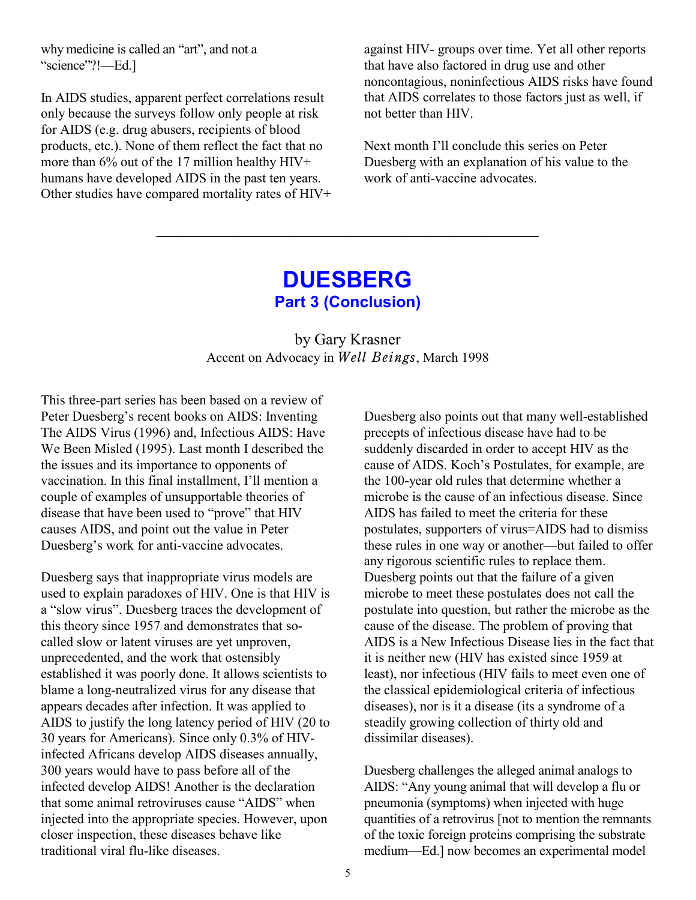why medicine is called an "art", and not a "science"?!—Ed.]

In AIDS studies, apparent perfect correlations result only because the surveys follow only people at risk for AIDS (e.g. drug abusers, recipients of blood products, etc.). None of them reflect the fact that no more than 6% out of the 17 million healthy HIV+ humans have developed AIDS in the past ten years. Other studies have compared mortality rates of HIV+ against HIV- groups over time. Yet all other reports that have also factored in drug use and other noncontagious, noninfectious AIDS risks have found that AIDS correlates to those factors just as well, if not better than HIV.

Next month I'll conclude this series on Peter Duesberg with an explanation of his value to the work of anti-vaccine advocates.

---

# DUESBERG

## Part 3 (Conclusion)

by Gary Krasner

Accent on Advocacy in *Well Beings*, March 1998

This three-part series has been based on a review of Peter Duesberg's recent books on AIDS: Inventing The AIDS Virus (1996) and, Infectious AIDS: Have We Been Misled (1995). Last month I described the the issues and its importance to opponents of vaccination. In this final installment, I'll mention a couple of examples of unsupportable theories of disease that have been used to "prove" that HIV causes AIDS, and point out the value in Peter Duesberg's work for anti-vaccine advocates.

Duesberg says that inappropriate virus models are used to explain paradoxes of HIV. One is that HIV is a "slow virus". Duesberg traces the development of this theory since 1957 and demonstrates that so-called slow or latent viruses are yet unproven, unprecedented, and the work that ostensibly established it was poorly done. It allows scientists to blame a long-neutralized virus for any disease that appears decades after infection. It was applied to AIDS to justify the long latency period of HIV (20 to 30 years for Americans). Since only 0.3% of HIV-infected Africans develop AIDS diseases annually, 300 years would have to pass before all of the infected develop AIDS! Another is the declaration that some animal retroviruses cause "AIDS" when injected into the appropriate species. However, upon closer inspection, these diseases behave like traditional viral flu-like diseases.

Duesberg also points out that many well-established precepts of infectious disease have had to be suddenly discarded in order to accept HIV as the cause of AIDS. Koch's Postulates, for example, are the 100-year old rules that determine whether a microbe is the cause of an infectious disease. Since AIDS has failed to meet the criteria for these postulates, supporters of virus=AIDS had to dismiss these rules in one way or another—but failed to offer any rigorous scientific rules to replace them. Duesberg points out that the failure of a given microbe to meet these postulates does not call the postulate into question, but rather the microbe as the cause of the disease. The problem of proving that AIDS is a New Infectious Disease lies in the fact that it is neither new (HIV has existed since 1959 at least), nor infectious (HIV fails to meet even one of the classical epidemiological criteria of infectious diseases), nor is it a disease (its a syndrome of a steadily growing collection of thirty old and dissimilar diseases).

Duesberg challenges the alleged animal analogs to AIDS: "Any young animal that will develop a flu or pneumonia (symptoms) when injected with huge quantities of a retrovirus [not to mention the remnants of the toxic foreign proteins comprising the substrate medium—Ed.] now becomes an experimental model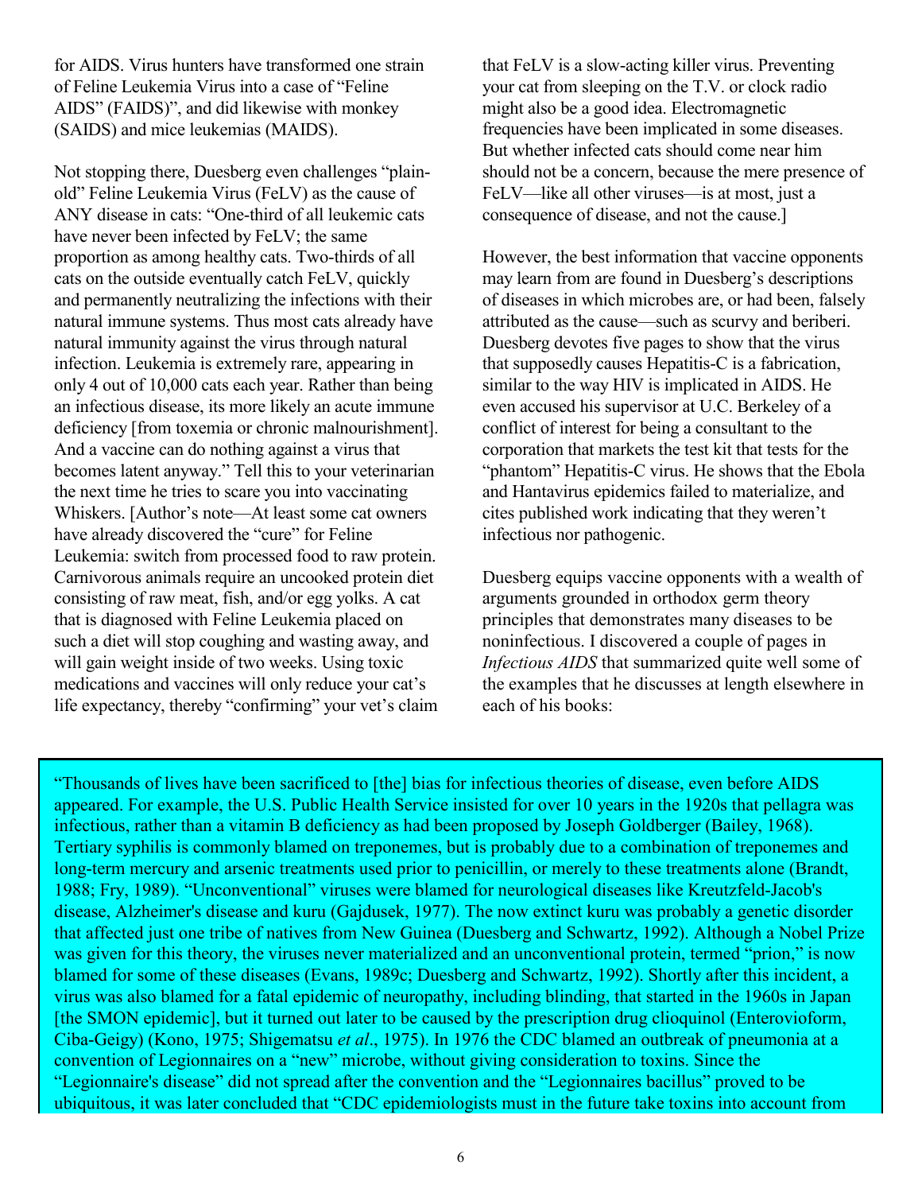for AIDS. Virus hunters have transformed one strain of Feline Leukemia Virus into a case of "Feline AIDS" (FAIDS)", and did likewise with monkey (SAIDS) and mice leukemias (MAIDS).

Not stopping there, Duesberg even challenges "plain-old" Feline Leukemia Virus (FeLV) as the cause of ANY disease in cats: "One-third of all leukemic cats have never been infected by FeLV; the same proportion as among healthy cats. Two-thirds of all cats on the outside eventually catch FeLV, quickly and permanently neutralizing the infections with their natural immune systems. Thus most cats already have natural immunity against the virus through natural infection. Leukemia is extremely rare, appearing in only 4 out of 10,000 cats each year. Rather than being an infectious disease, its more likely an acute immune deficiency [from toxemia or chronic malnourishment]. And a vaccine can do nothing against a virus that becomes latent anyway." Tell this to your veterinarian the next time he tries to scare you into vaccinating Whiskers. [Author's note—At least some cat owners have already discovered the "cure" for Feline Leukemia: switch from processed food to raw protein. Carnivorous animals require an uncooked protein diet consisting of raw meat, fish, and/or egg yolks. A cat that is diagnosed with Feline Leukemia placed on such a diet will stop coughing and wasting away, and will gain weight inside of two weeks. Using toxic medications and vaccines will only reduce your cat's life expectancy, thereby "confirming" your vet's claim that FeLV is a slow-acting killer virus. Preventing your cat from sleeping on the T.V. or clock radio might also be a good idea. Electromagnetic frequencies have been implicated in some diseases. But whether infected cats should come near him should not be a concern, because the mere presence of FeLV—like all other viruses—is at most, just a consequence of disease, and not the cause.]

However, the best information that vaccine opponents may learn from are found in Duesberg's descriptions of diseases in which microbes are, or had been, falsely attributed as the cause—such as scurvy and beriberi. Duesberg devotes five pages to show that the virus that supposedly causes Hepatitis-C is a fabrication, similar to the way HIV is implicated in AIDS. He even accused his supervisor at U.C. Berkeley of a conflict of interest for being a consultant to the corporation that markets the test kit that tests for the "phantom" Hepatitis-C virus. He shows that the Ebola and Hantavirus epidemics failed to materialize, and cites published work indicating that they weren't infectious nor pathogenic.

Duesberg equips vaccine opponents with a wealth of arguments grounded in orthodox germ theory principles that demonstrates many diseases to be noninfectious. I discovered a couple of pages in *Infectious AIDS* that summarized quite well some of the examples that he discusses at length elsewhere in each of his books:

> "Thousands of lives have been sacrificed to [the] bias for infectious theories of disease, even before AIDS appeared. For example, the U.S. Public Health Service insisted for over 10 years in the 1920s that pellagra was infectious, rather than a vitamin B deficiency as had been proposed by Joseph Goldberger (Bailey, 1968). Tertiary syphilis is commonly blamed on treponemes, but is probably due to a combination of treponemes and long-term mercury and arsenic treatments used prior to penicillin, or merely to these treatments alone (Brandt, 1988; Fry, 1989). "Unconventional" viruses were blamed for neurological diseases like Kreutzfeld-Jacob's disease, Alzheimer's disease and kuru (Gajdusek, 1977). The now extinct kuru was probably a genetic disorder that affected just one tribe of natives from New Guinea (Duesberg and Schwartz, 1992). Although a Nobel Prize was given for this theory, the viruses never materialized and an unconventional protein, termed "prion," is now blamed for some of these diseases (Evans, 1989c; Duesberg and Schwartz, 1992). Shortly after this incident, a virus was also blamed for a fatal epidemic of neuropathy, including blinding, that started in the 1960s in Japan [the SMON epidemic], but it turned out later to be caused by the prescription drug clioquinol (Enterovioform, Ciba-Geigy) (Kono, 1975; Shigematsu *et al*., 1975). In 1976 the CDC blamed an outbreak of pneumonia at a convention of Legionnaires on a "new" microbe, without giving consideration to toxins. Since the "Legionnaire's disease" did not spread after the convention and the "Legionnaires bacillus" proved to be ubiquitous, it was later concluded that "CDC epidemiologists must in the future take toxins into account from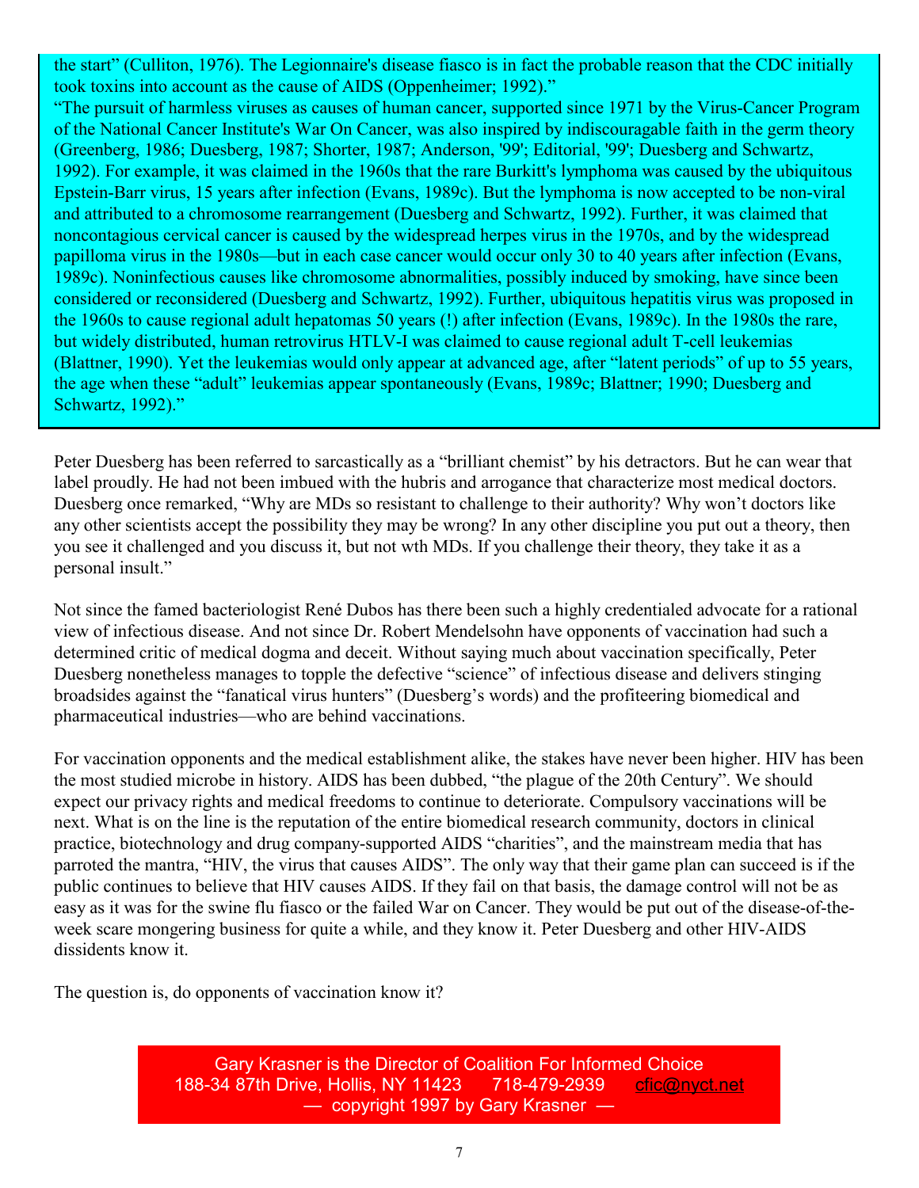the start" (Culliton, 1976). The Legionnaire's disease fiasco is in fact the probable reason that the CDC initially took toxins into account as the cause of AIDS (Oppenheimer; 1992)."

"The pursuit of harmless viruses as causes of human cancer, supported since 1971 by the Virus-Cancer Program of the National Cancer Institute's War On Cancer, was also inspired by indiscouragable faith in the germ theory (Greenberg, 1986; Duesberg, 1987; Shorter, 1987; Anderson, '99'; Editorial, '99'; Duesberg and Schwartz, 1992). For example, it was claimed in the 1960s that the rare Burkitt's lymphoma was caused by the ubiquitous Epstein-Barr virus, 15 years after infection (Evans, 1989c). But the lymphoma is now accepted to be non-viral and attributed to a chromosome rearrangement (Duesberg and Schwartz, 1992). Further, it was claimed that noncontagious cervical cancer is caused by the widespread herpes virus in the 1970s, and by the widespread papilloma virus in the 1980s—but in each case cancer would occur only 30 to 40 years after infection (Evans, 1989c). Noninfectious causes like chromosome abnormalities, possibly induced by smoking, have since been considered or reconsidered (Duesberg and Schwartz, 1992). Further, ubiquitous hepatitis virus was proposed in the 1960s to cause regional adult hepatomas 50 years (!) after infection (Evans, 1989c). In the 1980s the rare, but widely distributed, human retrovirus HTLV-I was claimed to cause regional adult T-cell leukemias (Blattner, 1990). Yet the leukemias would only appear at advanced age, after "latent periods" of up to 55 years, the age when these "adult" leukemias appear spontaneously (Evans, 1989c; Blattner; 1990; Duesberg and Schwartz, 1992)."

Peter Duesberg has been referred to sarcastically as a "brilliant chemist" by his detractors. But he can wear that label proudly. He had not been imbued with the hubris and arrogance that characterize most medical doctors. Duesberg once remarked, "Why are MDs so resistant to challenge to their authority? Why won't doctors like any other scientists accept the possibility they may be wrong? In any other discipline you put out a theory, then you see it challenged and you discuss it, but not wth MDs. If you challenge their theory, they take it as a personal insult."

Not since the famed bacteriologist René Dubos has there been such a highly credentialed advocate for a rational view of infectious disease. And not since Dr. Robert Mendelsohn have opponents of vaccination had such a determined critic of medical dogma and deceit. Without saying much about vaccination specifically, Peter Duesberg nonetheless manages to topple the defective "science" of infectious disease and delivers stinging broadsides against the "fanatical virus hunters" (Duesberg's words) and the profiteering biomedical and pharmaceutical industries—who are behind vaccinations.

For vaccination opponents and the medical establishment alike, the stakes have never been higher. HIV has been the most studied microbe in history. AIDS has been dubbed, "the plague of the 20th Century". We should expect our privacy rights and medical freedoms to continue to deteriorate. Compulsory vaccinations will be next. What is on the line is the reputation of the entire biomedical research community, doctors in clinical practice, biotechnology and drug company-supported AIDS "charities", and the mainstream media that has parroted the mantra, "HIV, the virus that causes AIDS". The only way that their game plan can succeed is if the public continues to believe that HIV causes AIDS. If they fail on that basis, the damage control will not be as easy as it was for the swine flu fiasco or the failed War on Cancer. They would be put out of the disease-of-the-week scare mongering business for quite a while, and they know it. Peter Duesberg and other HIV-AIDS dissidents know it.

The question is, do opponents of vaccination know it?

Gary Krasner is the Director of Coalition For Informed Choice
188-34 87th Drive, Hollis, NY 11423 718-479-2939 cfic@nyct.net
— copyright 1997 by Gary Krasner —